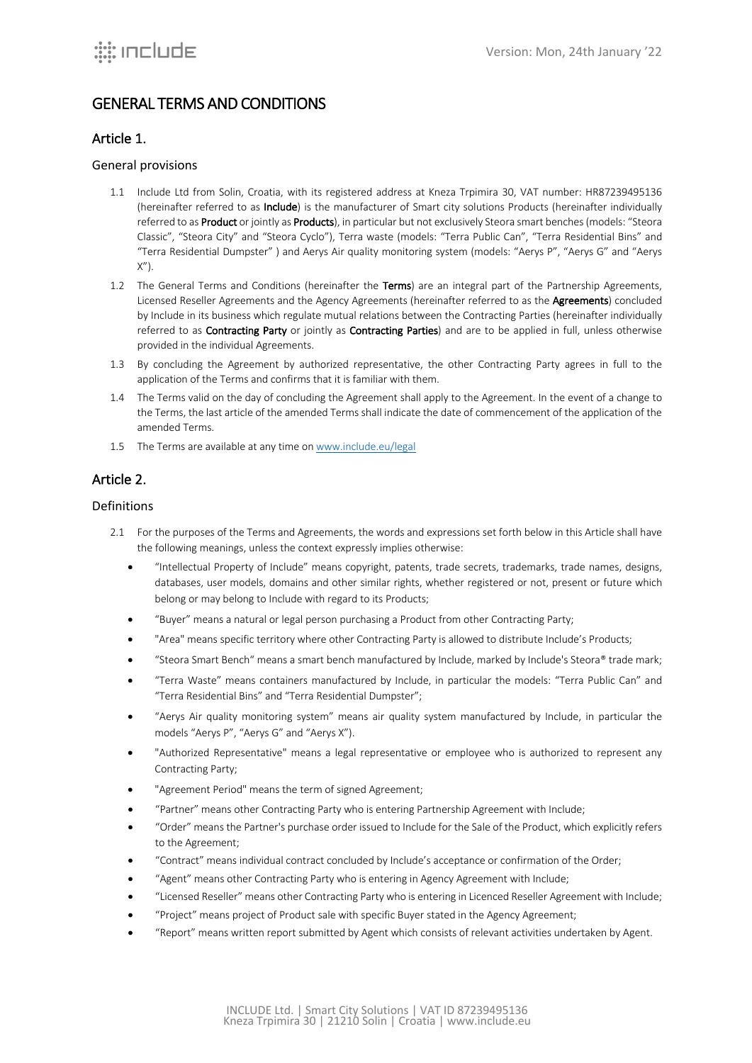# GENERAL TERMS AND CONDITIONS

## Article 1.

### General provisions

1.1 Include Ltd from Solin, Croatia, with its registered address at Kneza Trpimira 30, VAT number: HR87239495136 (hereinafter referred to as **Include**) is the manufacturer of Smart city solutions Products (hereinafter individually referred to as **Product** or jointly as **Products**), in particular but not exclusively Steora smart benches (models: "Steora Classic", "Steora City" and "Steora Cyclo"), Terra waste (models: "Terra Public Can", "Terra Residential Bins" and "Terra Residential Dumpster" ) and Aerys Air quality monitoring system (models: "Aerys P", "Aerys G" and "Aerys X").

1.2 The General Terms and Conditions (hereinafter the **Terms**) are an integral part of the Partnership Agreements, Licensed Reseller Agreements and the Agency Agreements (hereinafter referred to as the **Agreements**) concluded by Include in its business which regulate mutual relations between the Contracting Parties (hereinafter individually referred to as **Contracting Party** or jointly as **Contracting Parties**) and are to be applied in full, unless otherwise provided in the individual Agreements.

1.3 By concluding the Agreement by authorized representative, the other Contracting Party agrees in full to the application of the Terms and confirms that it is familiar with them.

1.4 The Terms valid on the day of concluding the Agreement shall apply to the Agreement. In the event of a change to the Terms, the last article of the amended Terms shall indicate the date of commencement of the application of the amended Terms.

1.5 The Terms are available at any time on www.include.eu/legal

## Article 2.

### Definitions

2.1 For the purposes of the Terms and Agreements, the words and expressions set forth below in this Article shall have the following meanings, unless the context expressly implies otherwise:

- "Intellectual Property of Include" means copyright, patents, trade secrets, trademarks, trade names, designs, databases, user models, domains and other similar rights, whether registered or not, present or future which belong or may belong to Include with regard to its Products;
- "Buyer" means a natural or legal person purchasing a Product from other Contracting Party;
- "Area" means specific territory where other Contracting Party is allowed to distribute Include's Products;
- "Steora Smart Bench" means a smart bench manufactured by Include, marked by Include's Steora® trade mark;
- "Terra Waste" means containers manufactured by Include, in particular the models: "Terra Public Can" and "Terra Residential Bins" and "Terra Residential Dumpster";
- "Aerys Air quality monitoring system" means air quality system manufactured by Include, in particular the models "Aerys P", "Aerys G" and "Aerys X").
- "Authorized Representative" means a legal representative or employee who is authorized to represent any Contracting Party;
- "Agreement Period" means the term of signed Agreement;
- "Partner" means other Contracting Party who is entering Partnership Agreement with Include;
- "Order" means the Partner's purchase order issued to Include for the Sale of the Product, which explicitly refers to the Agreement;
- "Contract" means individual contract concluded by Include's acceptance or confirmation of the Order;
- "Agent" means other Contracting Party who is entering in Agency Agreement with Include;
- "Licensed Reseller" means other Contracting Party who is entering in Licenced Reseller Agreement with Include;
- "Project" means project of Product sale with specific Buyer stated in the Agency Agreement;
- "Report" means written report submitted by Agent which consists of relevant activities undertaken by Agent.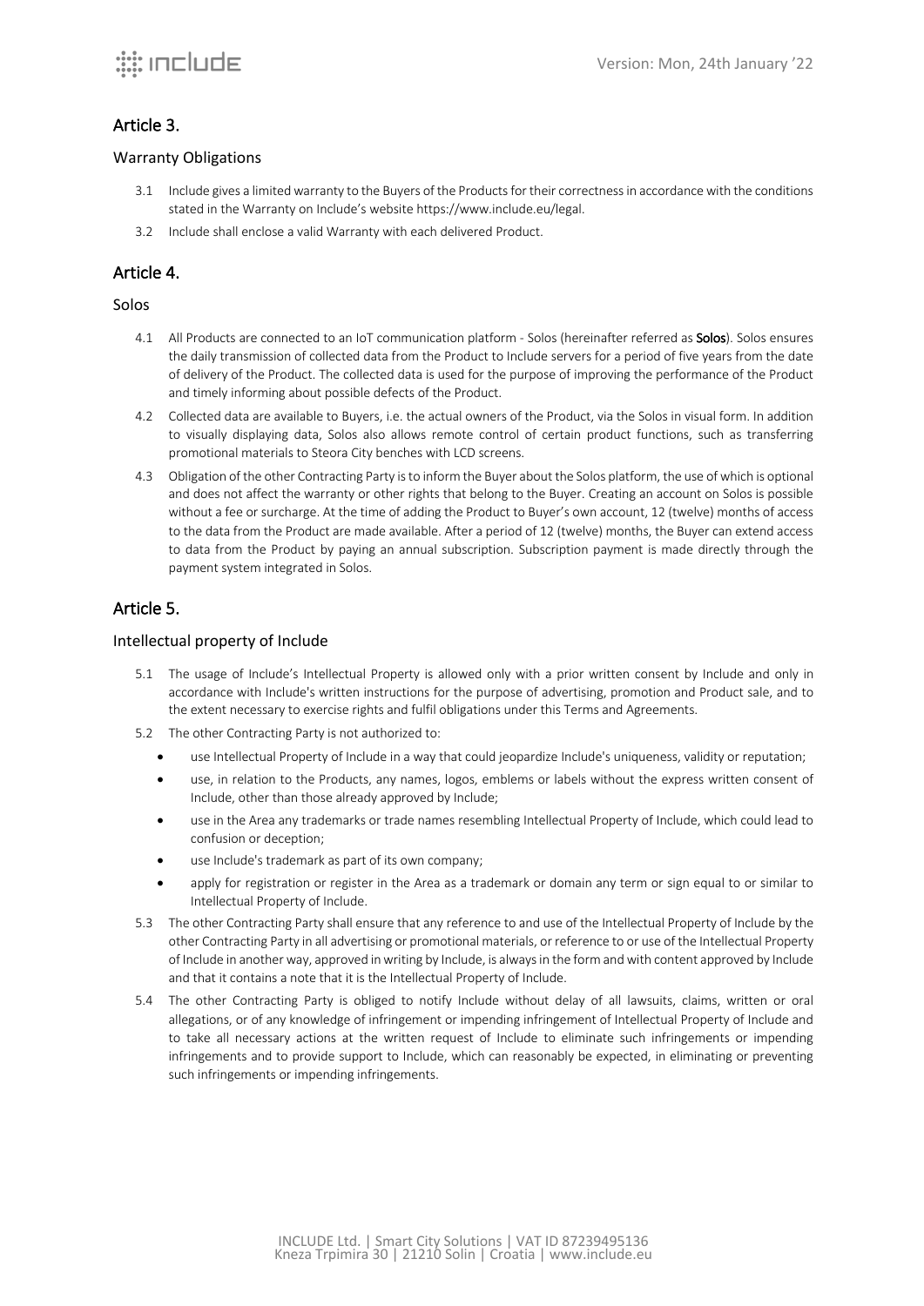## Article 3.

### Warranty Obligations

3.1 Include gives a limited warranty to the Buyers of the Products for their correctness in accordance with the conditions stated in the Warranty on Include's website https://www.include.eu/legal.

3.2 Include shall enclose a valid Warranty with each delivered Product.

## Article 4.

### Solos

4.1 All Products are connected to an IoT communication platform - Solos (hereinafter referred as **Solos**). Solos ensures the daily transmission of collected data from the Product to Include servers for a period of five years from the date of delivery of the Product. The collected data is used for the purpose of improving the performance of the Product and timely informing about possible defects of the Product.

4.2 Collected data are available to Buyers, i.e. the actual owners of the Product, via the Solos in visual form. In addition to visually displaying data, Solos also allows remote control of certain product functions, such as transferring promotional materials to Steora City benches with LCD screens.

4.3 Obligation of the other Contracting Party is to inform the Buyer about the Solos platform, the use of which is optional and does not affect the warranty or other rights that belong to the Buyer. Creating an account on Solos is possible without a fee or surcharge. At the time of adding the Product to Buyer's own account, 12 (twelve) months of access to the data from the Product are made available. After a period of 12 (twelve) months, the Buyer can extend access to data from the Product by paying an annual subscription. Subscription payment is made directly through the payment system integrated in Solos.

## Article 5.

### Intellectual property of Include

5.1 The usage of Include's Intellectual Property is allowed only with a prior written consent by Include and only in accordance with Include's written instructions for the purpose of advertising, promotion and Product sale, and to the extent necessary to exercise rights and fulfil obligations under this Terms and Agreements.

5.2 The other Contracting Party is not authorized to:

- use Intellectual Property of Include in a way that could jeopardize Include's uniqueness, validity or reputation;
- use, in relation to the Products, any names, logos, emblems or labels without the express written consent of Include, other than those already approved by Include;
- use in the Area any trademarks or trade names resembling Intellectual Property of Include, which could lead to confusion or deception;
- use Include's trademark as part of its own company;
- apply for registration or register in the Area as a trademark or domain any term or sign equal to or similar to Intellectual Property of Include.

5.3 The other Contracting Party shall ensure that any reference to and use of the Intellectual Property of Include by the other Contracting Party in all advertising or promotional materials, or reference to or use of the Intellectual Property of Include in another way, approved in writing by Include, is always in the form and with content approved by Include and that it contains a note that it is the Intellectual Property of Include.

5.4 The other Contracting Party is obliged to notify Include without delay of all lawsuits, claims, written or oral allegations, or of any knowledge of infringement or impending infringement of Intellectual Property of Include and to take all necessary actions at the written request of Include to eliminate such infringements or impending infringements and to provide support to Include, which can reasonably be expected, in eliminating or preventing such infringements or impending infringements.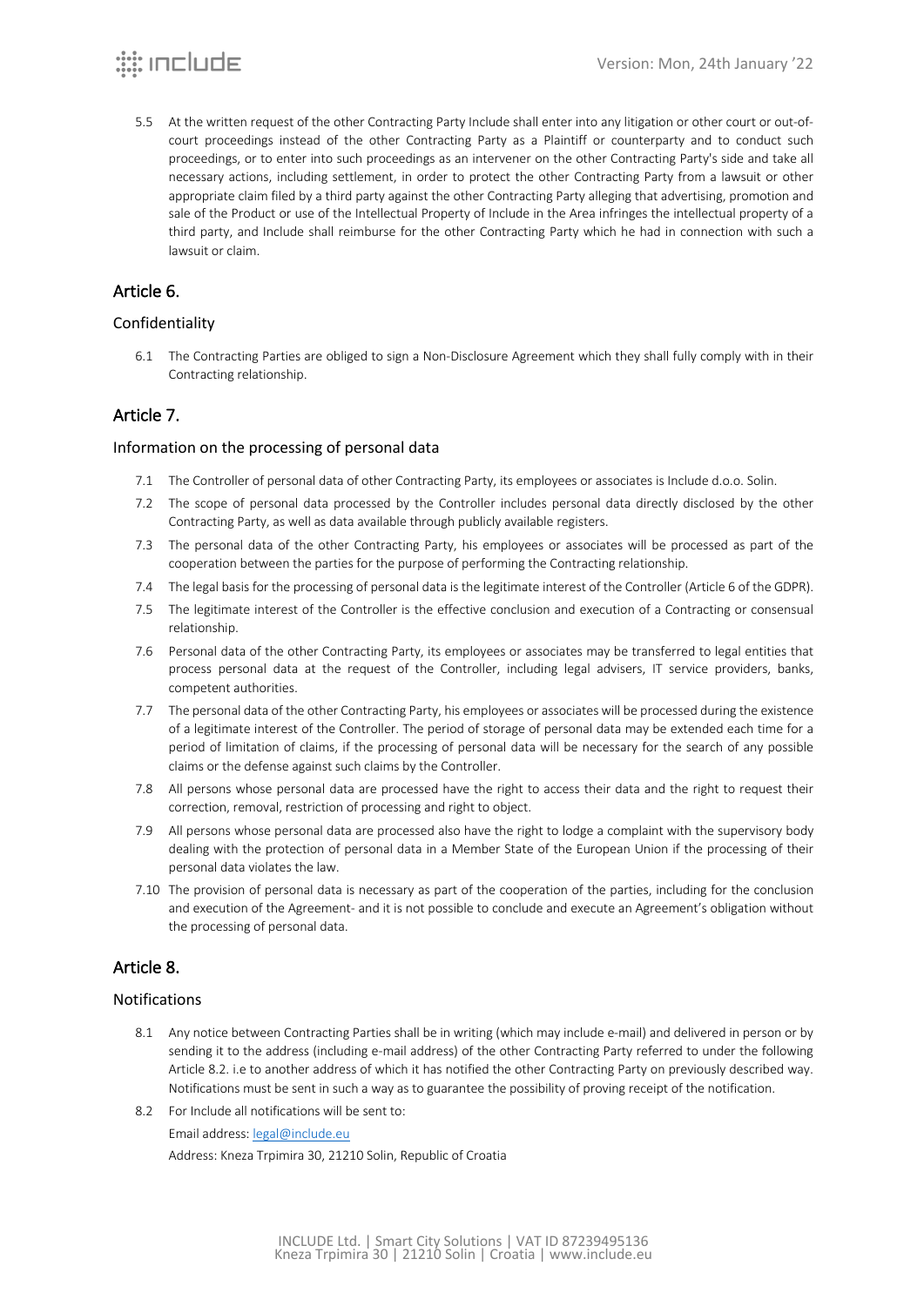5.5 At the written request of the other Contracting Party Include shall enter into any litigation or other court or out-of-court proceedings instead of the other Contracting Party as a Plaintiff or counterparty and to conduct such proceedings, or to enter into such proceedings as an intervener on the other Contracting Party's side and take all necessary actions, including settlement, in order to protect the other Contracting Party from a lawsuit or other appropriate claim filed by a third party against the other Contracting Party alleging that advertising, promotion and sale of the Product or use of the Intellectual Property of Include in the Area infringes the intellectual property of a third party, and Include shall reimburse for the other Contracting Party which he had in connection with such a lawsuit or claim.

## Article 6.

### Confidentiality

6.1 The Contracting Parties are obliged to sign a Non-Disclosure Agreement which they shall fully comply with in their Contracting relationship.

## Article 7.

### Information on the processing of personal data

7.1 The Controller of personal data of other Contracting Party, its employees or associates is Include d.o.o. Solin.

7.2 The scope of personal data processed by the Controller includes personal data directly disclosed by the other Contracting Party, as well as data available through publicly available registers.

7.3 The personal data of the other Contracting Party, his employees or associates will be processed as part of the cooperation between the parties for the purpose of performing the Contracting relationship.

7.4 The legal basis for the processing of personal data is the legitimate interest of the Controller (Article 6 of the GDPR).

7.5 The legitimate interest of the Controller is the effective conclusion and execution of a Contracting or consensual relationship.

7.6 Personal data of the other Contracting Party, its employees or associates may be transferred to legal entities that process personal data at the request of the Controller, including legal advisers, IT service providers, banks, competent authorities.

7.7 The personal data of the other Contracting Party, his employees or associates will be processed during the existence of a legitimate interest of the Controller. The period of storage of personal data may be extended each time for a period of limitation of claims, if the processing of personal data will be necessary for the search of any possible claims or the defense against such claims by the Controller.

7.8 All persons whose personal data are processed have the right to access their data and the right to request their correction, removal, restriction of processing and right to object.

7.9 All persons whose personal data are processed also have the right to lodge a complaint with the supervisory body dealing with the protection of personal data in a Member State of the European Union if the processing of their personal data violates the law.

7.10 The provision of personal data is necessary as part of the cooperation of the parties, including for the conclusion and execution of the Agreement- and it is not possible to conclude and execute an Agreement's obligation without the processing of personal data.

## Article 8.

### Notifications

8.1 Any notice between Contracting Parties shall be in writing (which may include e-mail) and delivered in person or by sending it to the address (including e-mail address) of the other Contracting Party referred to under the following Article 8.2. i.e to another address of which it has notified the other Contracting Party on previously described way. Notifications must be sent in such a way as to guarantee the possibility of proving receipt of the notification.

8.2 For Include all notifications will be sent to:

Email address: legal@include.eu

Address: Kneza Trpimira 30, 21210 Solin, Republic of Croatia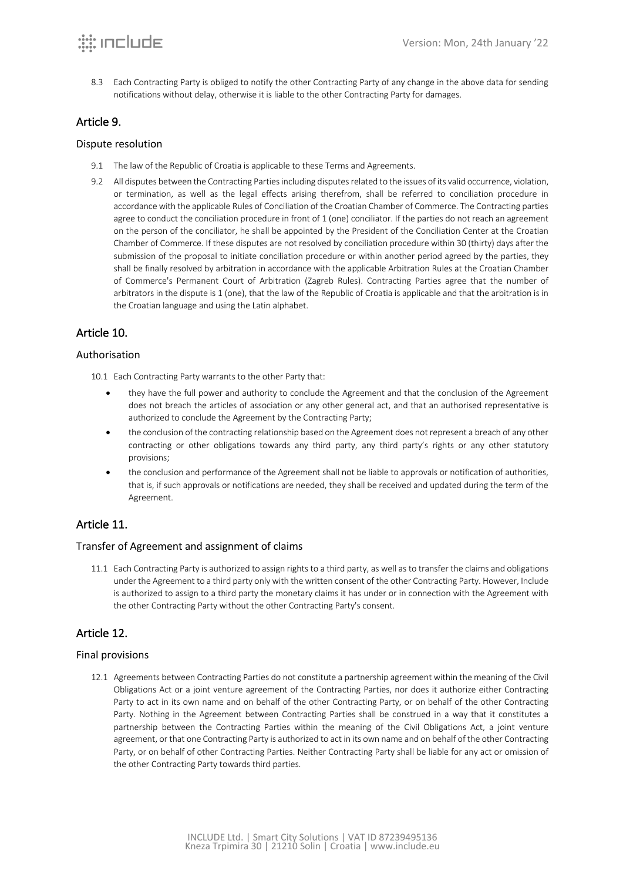8.3 Each Contracting Party is obliged to notify the other Contracting Party of any change in the above data for sending notifications without delay, otherwise it is liable to the other Contracting Party for damages.

## Article 9.

### Dispute resolution

9.1 The law of the Republic of Croatia is applicable to these Terms and Agreements.

9.2 All disputes between the Contracting Parties including disputes related to the issues of its valid occurrence, violation, or termination, as well as the legal effects arising therefrom, shall be referred to conciliation procedure in accordance with the applicable Rules of Conciliation of the Croatian Chamber of Commerce. The Contracting parties agree to conduct the conciliation procedure in front of 1 (one) conciliator. If the parties do not reach an agreement on the person of the conciliator, he shall be appointed by the President of the Conciliation Center at the Croatian Chamber of Commerce. If these disputes are not resolved by conciliation procedure within 30 (thirty) days after the submission of the proposal to initiate conciliation procedure or within another period agreed by the parties, they shall be finally resolved by arbitration in accordance with the applicable Arbitration Rules at the Croatian Chamber of Commerce's Permanent Court of Arbitration (Zagreb Rules). Contracting Parties agree that the number of arbitrators in the dispute is 1 (one), that the law of the Republic of Croatia is applicable and that the arbitration is in the Croatian language and using the Latin alphabet.

## Article 10.

### Authorisation

10.1 Each Contracting Party warrants to the other Party that:

- they have the full power and authority to conclude the Agreement and that the conclusion of the Agreement does not breach the articles of association or any other general act, and that an authorised representative is authorized to conclude the Agreement by the Contracting Party;
- the conclusion of the contracting relationship based on the Agreement does not represent a breach of any other contracting or other obligations towards any third party, any third party's rights or any other statutory provisions;
- the conclusion and performance of the Agreement shall not be liable to approvals or notification of authorities, that is, if such approvals or notifications are needed, they shall be received and updated during the term of the Agreement.

## Article 11.

### Transfer of Agreement and assignment of claims

11.1 Each Contracting Party is authorized to assign rights to a third party, as well as to transfer the claims and obligations under the Agreement to a third party only with the written consent of the other Contracting Party. However, Include is authorized to assign to a third party the monetary claims it has under or in connection with the Agreement with the other Contracting Party without the other Contracting Party's consent.

## Article 12.

### Final provisions

12.1 Agreements between Contracting Parties do not constitute a partnership agreement within the meaning of the Civil Obligations Act or a joint venture agreement of the Contracting Parties, nor does it authorize either Contracting Party to act in its own name and on behalf of the other Contracting Party, or on behalf of the other Contracting Party. Nothing in the Agreement between Contracting Parties shall be construed in a way that it constitutes a partnership between the Contracting Parties within the meaning of the Civil Obligations Act, a joint venture agreement, or that one Contracting Party is authorized to act in its own name and on behalf of the other Contracting Party, or on behalf of other Contracting Parties. Neither Contracting Party shall be liable for any act or omission of the other Contracting Party towards third parties.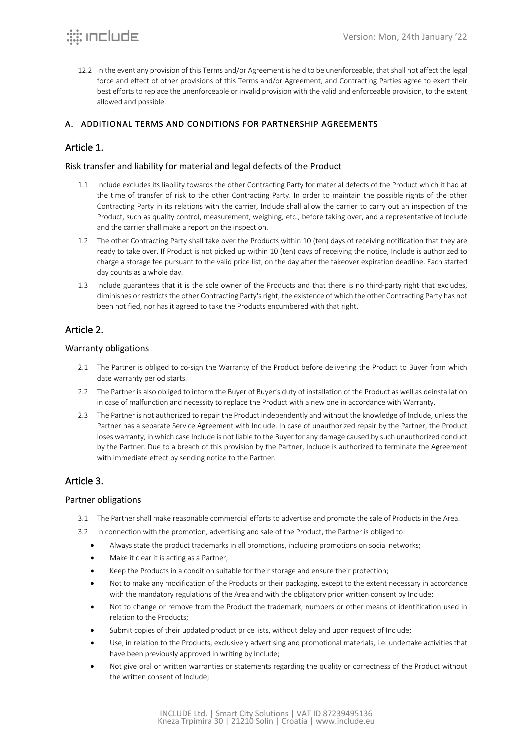12.2 In the event any provision of this Terms and/or Agreement is held to be unenforceable, that shall not affect the legal force and effect of other provisions of this Terms and/or Agreement, and Contracting Parties agree to exert their best efforts to replace the unenforceable or invalid provision with the valid and enforceable provision, to the extent allowed and possible.

## A. ADDITIONAL TERMS AND CONDITIONS FOR PARTNERSHIP AGREEMENTS

## Article 1.

### Risk transfer and liability for material and legal defects of the Product

1.1 Include excludes its liability towards the other Contracting Party for material defects of the Product which it had at the time of transfer of risk to the other Contracting Party. In order to maintain the possible rights of the other Contracting Party in its relations with the carrier, Include shall allow the carrier to carry out an inspection of the Product, such as quality control, measurement, weighing, etc., before taking over, and a representative of Include and the carrier shall make a report on the inspection.

1.2 The other Contracting Party shall take over the Products within 10 (ten) days of receiving notification that they are ready to take over. If Product is not picked up within 10 (ten) days of receiving the notice, Include is authorized to charge a storage fee pursuant to the valid price list, on the day after the takeover expiration deadline. Each started day counts as a whole day.

1.3 Include guarantees that it is the sole owner of the Products and that there is no third-party right that excludes, diminishes or restricts the other Contracting Party's right, the existence of which the other Contracting Party has not been notified, nor has it agreed to take the Products encumbered with that right.

## Article 2.

### Warranty obligations

2.1 The Partner is obliged to co-sign the Warranty of the Product before delivering the Product to Buyer from which date warranty period starts.

2.2 The Partner is also obliged to inform the Buyer of Buyer's duty of installation of the Product as well as deinstallation in case of malfunction and necessity to replace the Product with a new one in accordance with Warranty.

2.3 The Partner is not authorized to repair the Product independently and without the knowledge of Include, unless the Partner has a separate Service Agreement with Include. In case of unauthorized repair by the Partner, the Product loses warranty, in which case Include is not liable to the Buyer for any damage caused by such unauthorized conduct by the Partner. Due to a breach of this provision by the Partner, Include is authorized to terminate the Agreement with immediate effect by sending notice to the Partner.

## Article 3.

### Partner obligations

3.1 The Partner shall make reasonable commercial efforts to advertise and promote the sale of Products in the Area.

3.2 In connection with the promotion, advertising and sale of the Product, the Partner is obliged to:

- Always state the product trademarks in all promotions, including promotions on social networks;
- Make it clear it is acting as a Partner;
- Keep the Products in a condition suitable for their storage and ensure their protection;
- Not to make any modification of the Products or their packaging, except to the extent necessary in accordance with the mandatory regulations of the Area and with the obligatory prior written consent by Include;
- Not to change or remove from the Product the trademark, numbers or other means of identification used in relation to the Products;
- Submit copies of their updated product price lists, without delay and upon request of Include;
- Use, in relation to the Products, exclusively advertising and promotional materials, i.e. undertake activities that have been previously approved in writing by Include;
- Not give oral or written warranties or statements regarding the quality or correctness of the Product without the written consent of Include;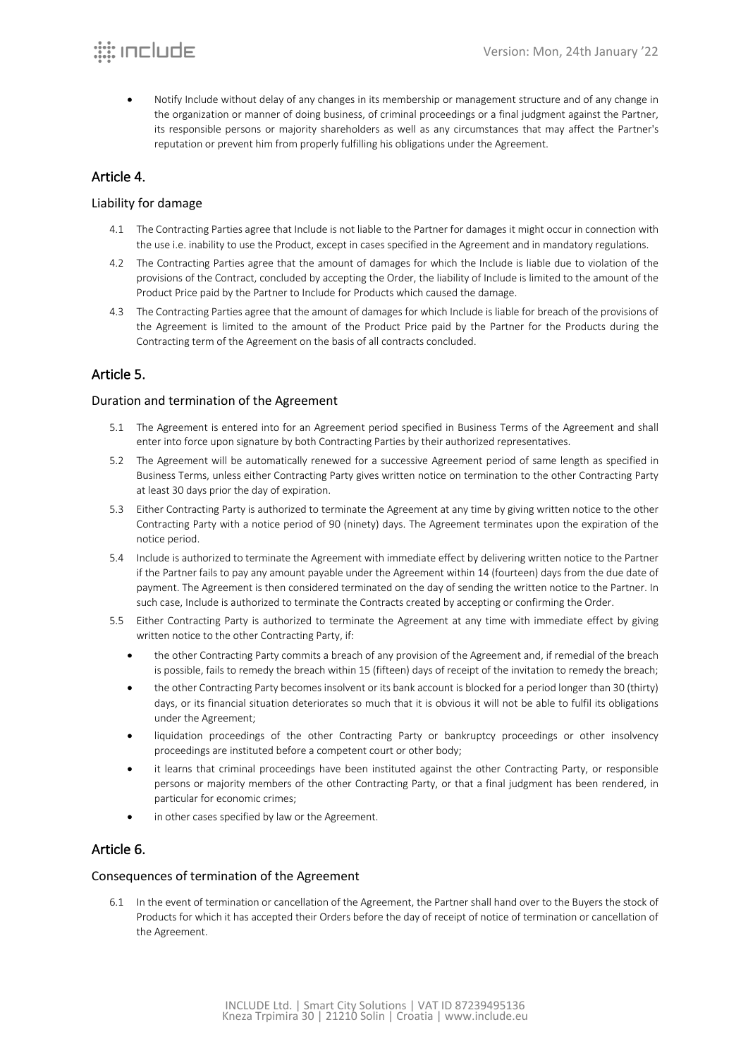- Notify Include without delay of any changes in its membership or management structure and of any change in the organization or manner of doing business, of criminal proceedings or a final judgment against the Partner, its responsible persons or majority shareholders as well as any circumstances that may affect the Partner's reputation or prevent him from properly fulfilling his obligations under the Agreement.

## Article 4.

### Liability for damage

4.1 The Contracting Parties agree that Include is not liable to the Partner for damages it might occur in connection with the use i.e. inability to use the Product, except in cases specified in the Agreement and in mandatory regulations.

4.2 The Contracting Parties agree that the amount of damages for which the Include is liable due to violation of the provisions of the Contract, concluded by accepting the Order, the liability of Include is limited to the amount of the Product Price paid by the Partner to Include for Products which caused the damage.

4.3 The Contracting Parties agree that the amount of damages for which Include is liable for breach of the provisions of the Agreement is limited to the amount of the Product Price paid by the Partner for the Products during the Contracting term of the Agreement on the basis of all contracts concluded.

## Article 5.

### Duration and termination of the Agreement

5.1 The Agreement is entered into for an Agreement period specified in Business Terms of the Agreement and shall enter into force upon signature by both Contracting Parties by their authorized representatives.

5.2 The Agreement will be automatically renewed for a successive Agreement period of same length as specified in Business Terms, unless either Contracting Party gives written notice on termination to the other Contracting Party at least 30 days prior the day of expiration.

5.3 Either Contracting Party is authorized to terminate the Agreement at any time by giving written notice to the other Contracting Party with a notice period of 90 (ninety) days. The Agreement terminates upon the expiration of the notice period.

5.4 Include is authorized to terminate the Agreement with immediate effect by delivering written notice to the Partner if the Partner fails to pay any amount payable under the Agreement within 14 (fourteen) days from the due date of payment. The Agreement is then considered terminated on the day of sending the written notice to the Partner. In such case, Include is authorized to terminate the Contracts created by accepting or confirming the Order.

5.5 Either Contracting Party is authorized to terminate the Agreement at any time with immediate effect by giving written notice to the other Contracting Party, if:

- the other Contracting Party commits a breach of any provision of the Agreement and, if remedial of the breach is possible, fails to remedy the breach within 15 (fifteen) days of receipt of the invitation to remedy the breach;
- the other Contracting Party becomes insolvent or its bank account is blocked for a period longer than 30 (thirty) days, or its financial situation deteriorates so much that it is obvious it will not be able to fulfil its obligations under the Agreement;
- liquidation proceedings of the other Contracting Party or bankruptcy proceedings or other insolvency proceedings are instituted before a competent court or other body;
- it learns that criminal proceedings have been instituted against the other Contracting Party, or responsible persons or majority members of the other Contracting Party, or that a final judgment has been rendered, in particular for economic crimes;
- in other cases specified by law or the Agreement.

## Article 6.

### Consequences of termination of the Agreement

6.1 In the event of termination or cancellation of the Agreement, the Partner shall hand over to the Buyers the stock of Products for which it has accepted their Orders before the day of receipt of notice of termination or cancellation of the Agreement.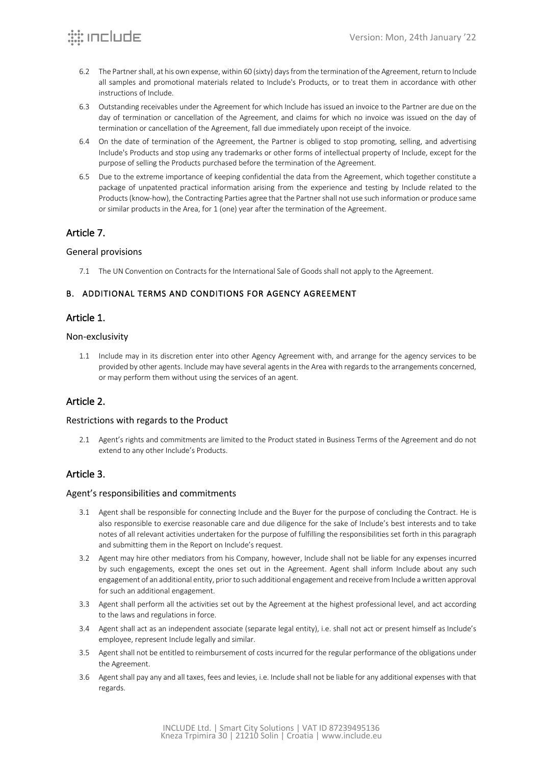6.2 The Partner shall, at his own expense, within 60 (sixty) days from the termination of the Agreement, return to Include all samples and promotional materials related to Include's Products, or to treat them in accordance with other instructions of Include.

6.3 Outstanding receivables under the Agreement for which Include has issued an invoice to the Partner are due on the day of termination or cancellation of the Agreement, and claims for which no invoice was issued on the day of termination or cancellation of the Agreement, fall due immediately upon receipt of the invoice.

6.4 On the date of termination of the Agreement, the Partner is obliged to stop promoting, selling, and advertising Include's Products and stop using any trademarks or other forms of intellectual property of Include, except for the purpose of selling the Products purchased before the termination of the Agreement.

6.5 Due to the extreme importance of keeping confidential the data from the Agreement, which together constitute a package of unpatented practical information arising from the experience and testing by Include related to the Products (know-how), the Contracting Parties agree that the Partner shall not use such information or produce same or similar products in the Area, for 1 (one) year after the termination of the Agreement.

## Article 7.

### General provisions

7.1 The UN Convention on Contracts for the International Sale of Goods shall not apply to the Agreement.

# B. ADDITIONAL TERMS AND CONDITIONS FOR AGENCY AGREEMENT

## Article 1.

### Non-exclusivity

1.1 Include may in its discretion enter into other Agency Agreement with, and arrange for the agency services to be provided by other agents. Include may have several agents in the Area with regards to the arrangements concerned, or may perform them without using the services of an agent.

## Article 2.

### Restrictions with regards to the Product

2.1 Agent's rights and commitments are limited to the Product stated in Business Terms of the Agreement and do not extend to any other Include's Products.

## Article 3.

### Agent's responsibilities and commitments

3.1 Agent shall be responsible for connecting Include and the Buyer for the purpose of concluding the Contract. He is also responsible to exercise reasonable care and due diligence for the sake of Include's best interests and to take notes of all relevant activities undertaken for the purpose of fulfilling the responsibilities set forth in this paragraph and submitting them in the Report on Include's request.

3.2 Agent may hire other mediators from his Company, however, Include shall not be liable for any expenses incurred by such engagements, except the ones set out in the Agreement. Agent shall inform Include about any such engagement of an additional entity, prior to such additional engagement and receive from Include a written approval for such an additional engagement.

3.3 Agent shall perform all the activities set out by the Agreement at the highest professional level, and act according to the laws and regulations in force.

3.4 Agent shall act as an independent associate (separate legal entity), i.e. shall not act or present himself as Include's employee, represent Include legally and similar.

3.5 Agent shall not be entitled to reimbursement of costs incurred for the regular performance of the obligations under the Agreement.

3.6 Agent shall pay any and all taxes, fees and levies, i.e. Include shall not be liable for any additional expenses with that regards.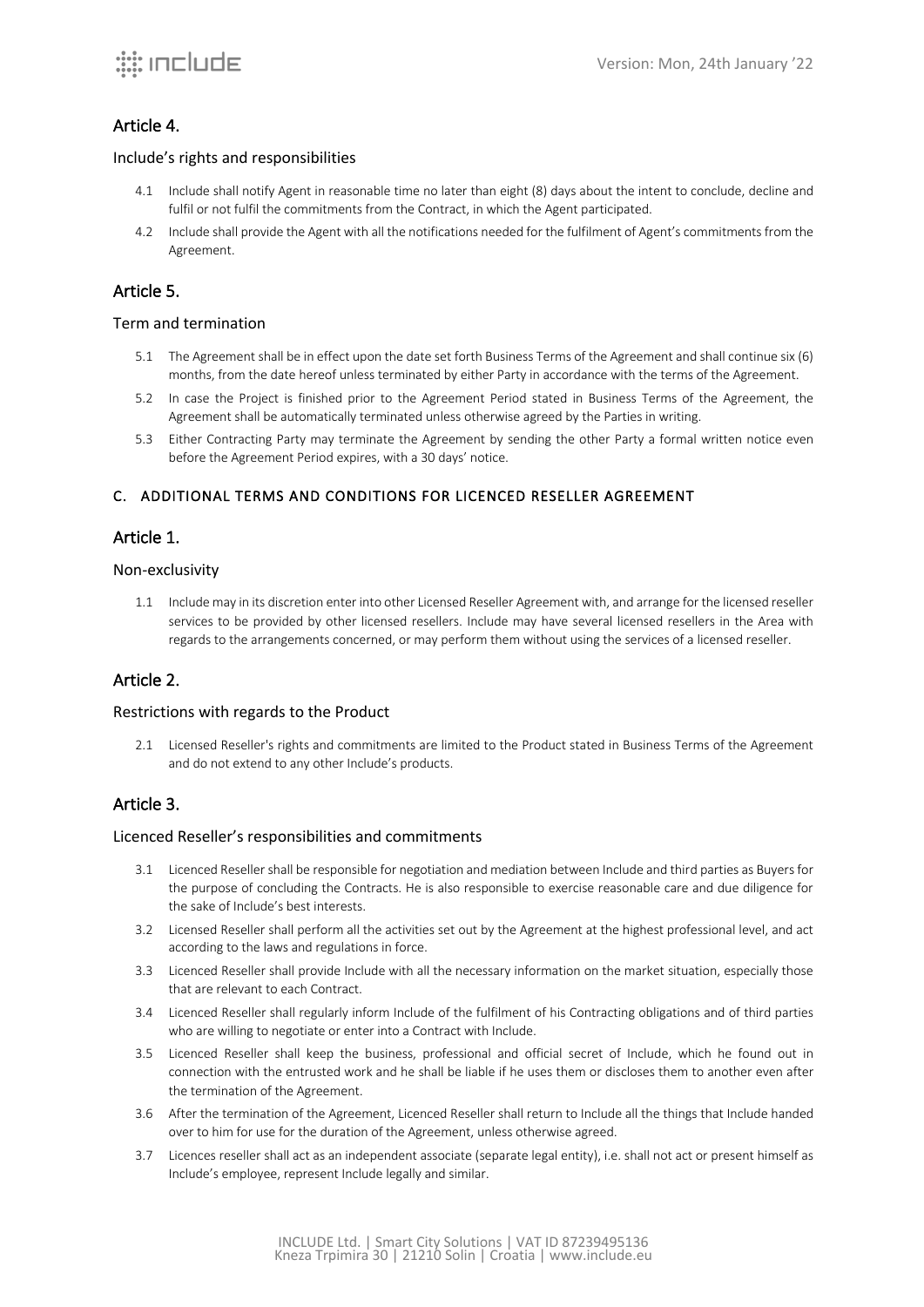## Article 4.

### Include's rights and responsibilities

4.1 Include shall notify Agent in reasonable time no later than eight (8) days about the intent to conclude, decline and fulfil or not fulfil the commitments from the Contract, in which the Agent participated.

4.2 Include shall provide the Agent with all the notifications needed for the fulfilment of Agent's commitments from the Agreement.

## Article 5.

### Term and termination

5.1 The Agreement shall be in effect upon the date set forth Business Terms of the Agreement and shall continue six (6) months, from the date hereof unless terminated by either Party in accordance with the terms of the Agreement.

5.2 In case the Project is finished prior to the Agreement Period stated in Business Terms of the Agreement, the Agreement shall be automatically terminated unless otherwise agreed by the Parties in writing.

5.3 Either Contracting Party may terminate the Agreement by sending the other Party a formal written notice even before the Agreement Period expires, with a 30 days' notice.

# C. ADDITIONAL TERMS AND CONDITIONS FOR LICENCED RESELLER AGREEMENT

## Article 1.

### Non-exclusivity

1.1 Include may in its discretion enter into other Licensed Reseller Agreement with, and arrange for the licensed reseller services to be provided by other licensed resellers. Include may have several licensed resellers in the Area with regards to the arrangements concerned, or may perform them without using the services of a licensed reseller.

## Article 2.

### Restrictions with regards to the Product

2.1 Licensed Reseller's rights and commitments are limited to the Product stated in Business Terms of the Agreement and do not extend to any other Include's products.

## Article 3.

### Licenced Reseller's responsibilities and commitments

3.1 Licenced Reseller shall be responsible for negotiation and mediation between Include and third parties as Buyers for the purpose of concluding the Contracts. He is also responsible to exercise reasonable care and due diligence for the sake of Include's best interests.

3.2 Licensed Reseller shall perform all the activities set out by the Agreement at the highest professional level, and act according to the laws and regulations in force.

3.3 Licenced Reseller shall provide Include with all the necessary information on the market situation, especially those that are relevant to each Contract.

3.4 Licenced Reseller shall regularly inform Include of the fulfilment of his Contracting obligations and of third parties who are willing to negotiate or enter into a Contract with Include.

3.5 Licenced Reseller shall keep the business, professional and official secret of Include, which he found out in connection with the entrusted work and he shall be liable if he uses them or discloses them to another even after the termination of the Agreement.

3.6 After the termination of the Agreement, Licenced Reseller shall return to Include all the things that Include handed over to him for use for the duration of the Agreement, unless otherwise agreed.

3.7 Licences reseller shall act as an independent associate (separate legal entity), i.e. shall not act or present himself as Include's employee, represent Include legally and similar.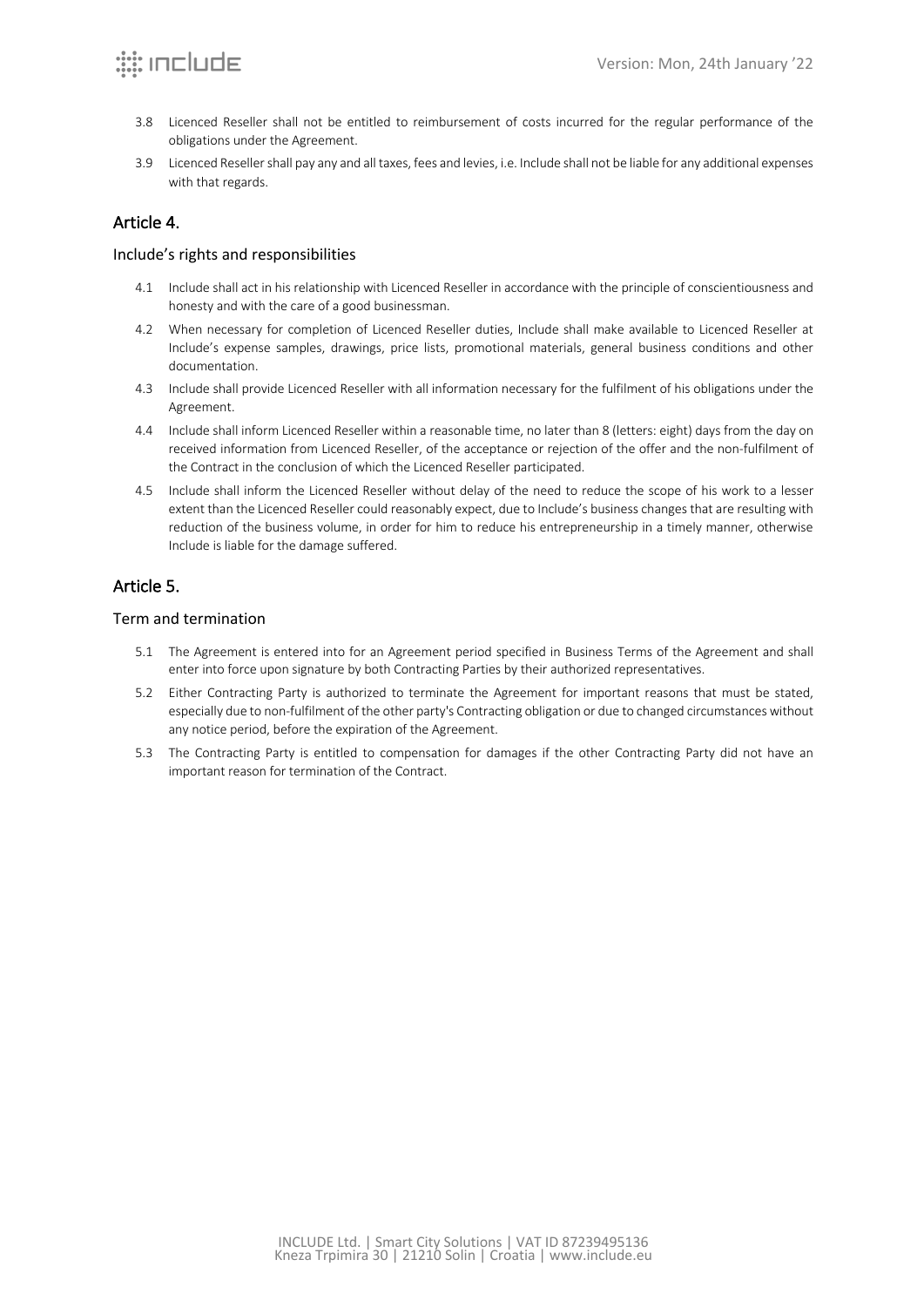3.8 Licenced Reseller shall not be entitled to reimbursement of costs incurred for the regular performance of the obligations under the Agreement.

3.9 Licenced Reseller shall pay any and all taxes, fees and levies, i.e. Include shall not be liable for any additional expenses with that regards.

## Article 4.

### Include's rights and responsibilities

4.1 Include shall act in his relationship with Licenced Reseller in accordance with the principle of conscientiousness and honesty and with the care of a good businessman.

4.2 When necessary for completion of Licenced Reseller duties, Include shall make available to Licenced Reseller at Include's expense samples, drawings, price lists, promotional materials, general business conditions and other documentation.

4.3 Include shall provide Licenced Reseller with all information necessary for the fulfilment of his obligations under the Agreement.

4.4 Include shall inform Licenced Reseller within a reasonable time, no later than 8 (letters: eight) days from the day on received information from Licenced Reseller, of the acceptance or rejection of the offer and the non-fulfilment of the Contract in the conclusion of which the Licenced Reseller participated.

4.5 Include shall inform the Licenced Reseller without delay of the need to reduce the scope of his work to a lesser extent than the Licenced Reseller could reasonably expect, due to Include's business changes that are resulting with reduction of the business volume, in order for him to reduce his entrepreneurship in a timely manner, otherwise Include is liable for the damage suffered.

## Article 5.

### Term and termination

5.1 The Agreement is entered into for an Agreement period specified in Business Terms of the Agreement and shall enter into force upon signature by both Contracting Parties by their authorized representatives.

5.2 Either Contracting Party is authorized to terminate the Agreement for important reasons that must be stated, especially due to non-fulfilment of the other party's Contracting obligation or due to changed circumstances without any notice period, before the expiration of the Agreement.

5.3 The Contracting Party is entitled to compensation for damages if the other Contracting Party did not have an important reason for termination of the Contract.